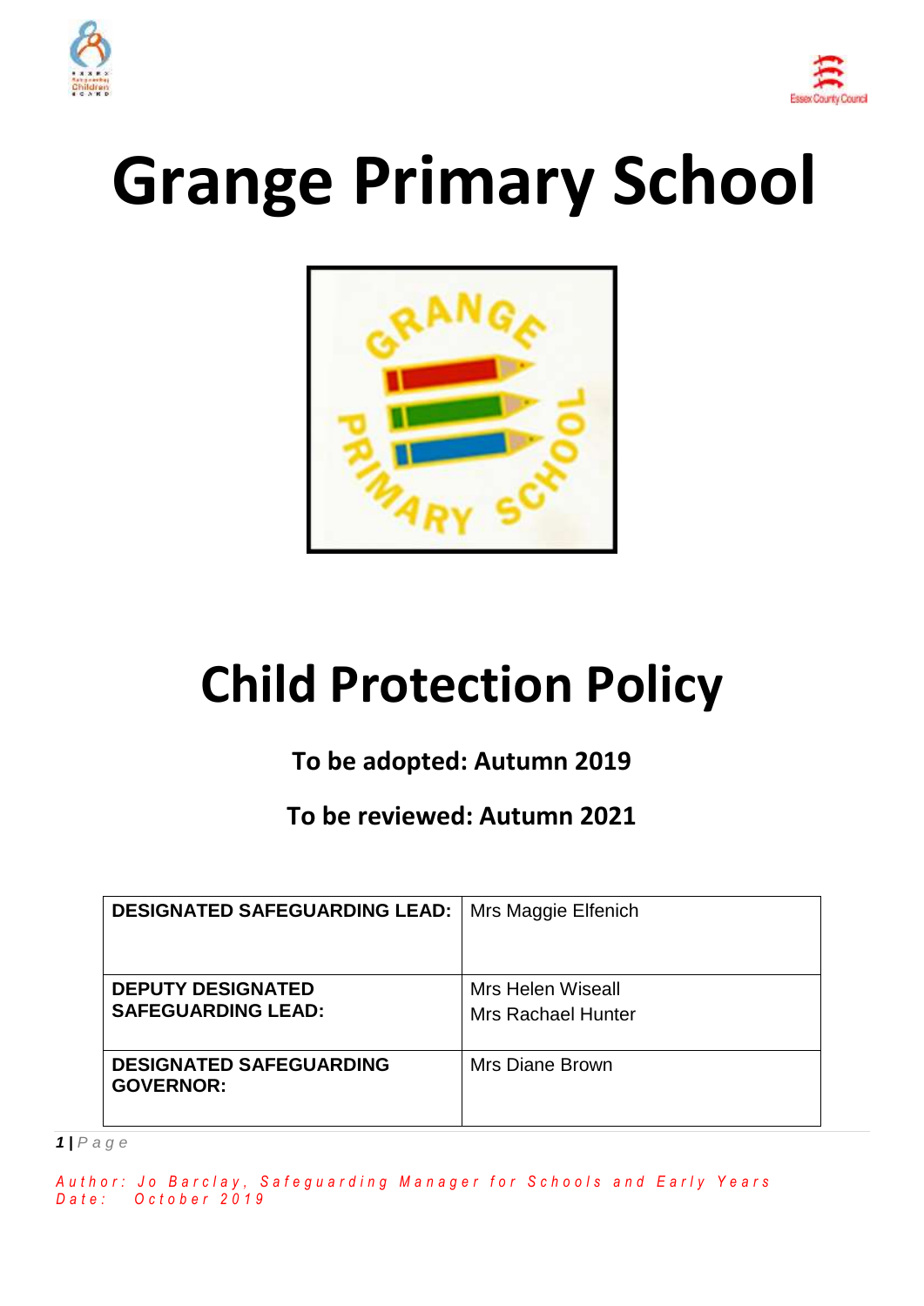# Grange Primary School

# Child Protection Policy

**To be adopted: Autumn 2019**

**To be reviewed: Autumn 2021**

| | |
|---|---|
| **DESIGNATED SAFEGUARDING LEAD:** | Mrs Maggie Elfenich |
| **DEPUTY DESIGNATED SAFEGUARDING LEAD:** | Mrs Helen Wiseall<br>Mrs Rachael Hunter |
| **DESIGNATED SAFEGUARDING GOVERNOR:** | Mrs Diane Brown |

*Author: Jo Barclay, Safeguarding Manager for Schools and Early Years*
*Date: October 2019*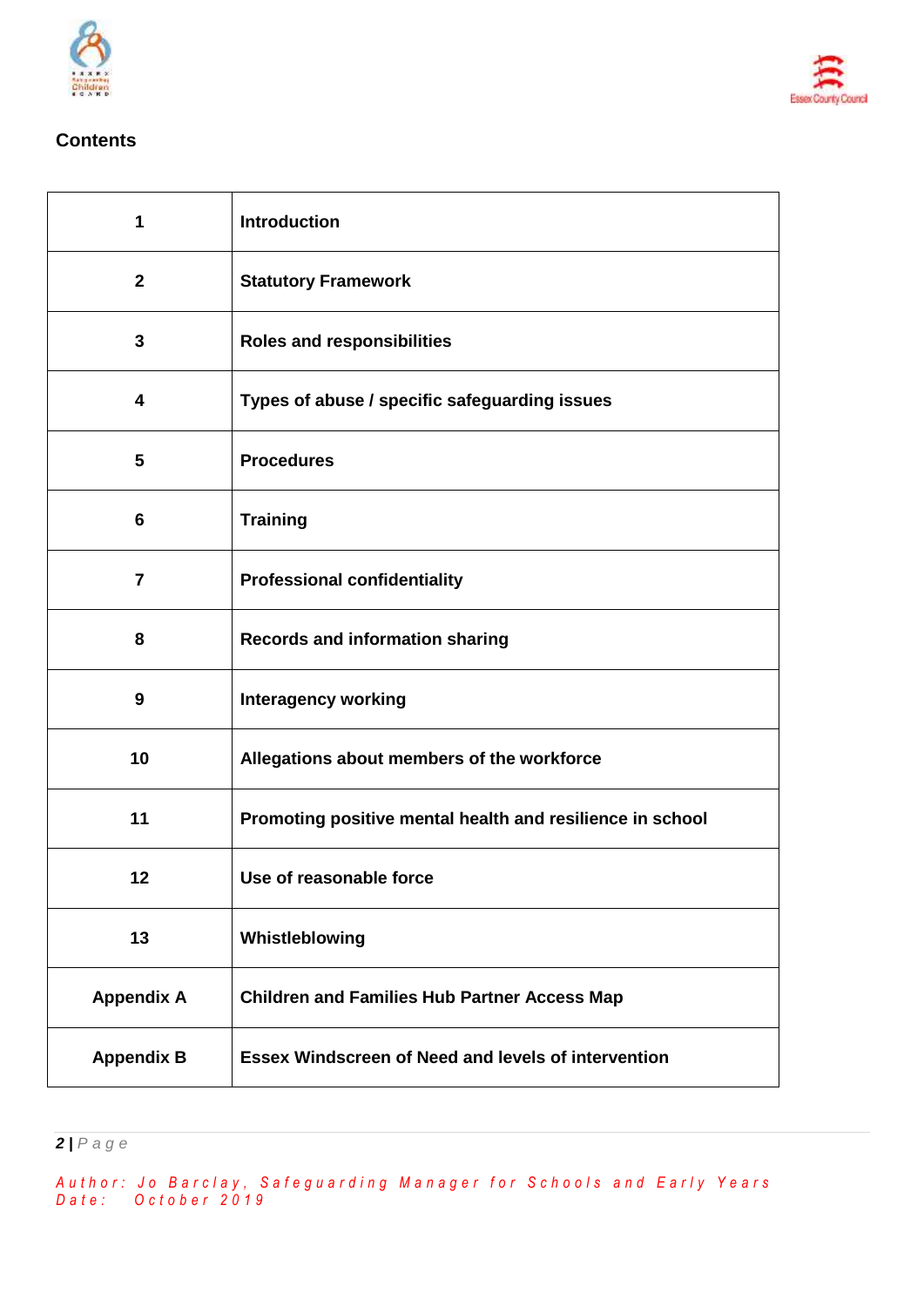## Contents

| | |
|---|---|
| **1** | **Introduction** |
| **2** | **Statutory Framework** |
| **3** | **Roles and responsibilities** |
| **4** | **Types of abuse / specific safeguarding issues** |
| **5** | **Procedures** |
| **6** | **Training** |
| **7** | **Professional confidentiality** |
| **8** | **Records and information sharing** |
| **9** | **Interagency working** |
| **10** | **Allegations about members of the workforce** |
| **11** | **Promoting positive mental health and resilience in school** |
| **12** | **Use of reasonable force** |
| **13** | **Whistleblowing** |
| **Appendix A** | **Children and Families Hub Partner Access Map** |
| **Appendix B** | **Essex Windscreen of Need and levels of intervention** |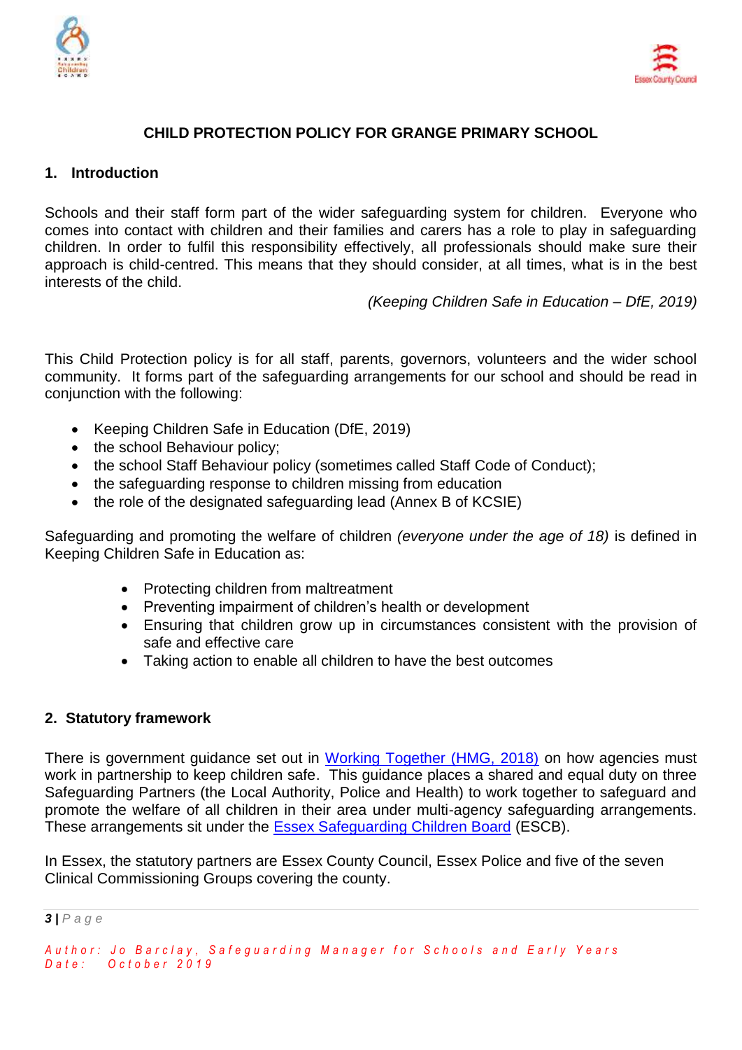**CHILD PROTECTION POLICY FOR GRANGE PRIMARY SCHOOL**

## 1. Introduction

Schools and their staff form part of the wider safeguarding system for children. Everyone who comes into contact with children and their families and carers has a role to play in safeguarding children. In order to fulfil this responsibility effectively, all professionals should make sure their approach is child-centred. This means that they should consider, at all times, what is in the best interests of the child.

*(Keeping Children Safe in Education – DfE, 2019)*

This Child Protection policy is for all staff, parents, governors, volunteers and the wider school community. It forms part of the safeguarding arrangements for our school and should be read in conjunction with the following:

- Keeping Children Safe in Education (DfE, 2019)
- the school Behaviour policy;
- the school Staff Behaviour policy (sometimes called Staff Code of Conduct);
- the safeguarding response to children missing from education
- the role of the designated safeguarding lead (Annex B of KCSIE)

Safeguarding and promoting the welfare of children *(everyone under the age of 18)* is defined in Keeping Children Safe in Education as:

- Protecting children from maltreatment
- Preventing impairment of children's health or development
- Ensuring that children grow up in circumstances consistent with the provision of safe and effective care
- Taking action to enable all children to have the best outcomes

## 2. Statutory framework

There is government guidance set out in Working Together (HMG, 2018) on how agencies must work in partnership to keep children safe. This guidance places a shared and equal duty on three Safeguarding Partners (the Local Authority, Police and Health) to work together to safeguard and promote the welfare of all children in their area under multi-agency safeguarding arrangements. These arrangements sit under the Essex Safeguarding Children Board (ESCB).

In Essex, the statutory partners are Essex County Council, Essex Police and five of the seven Clinical Commissioning Groups covering the county.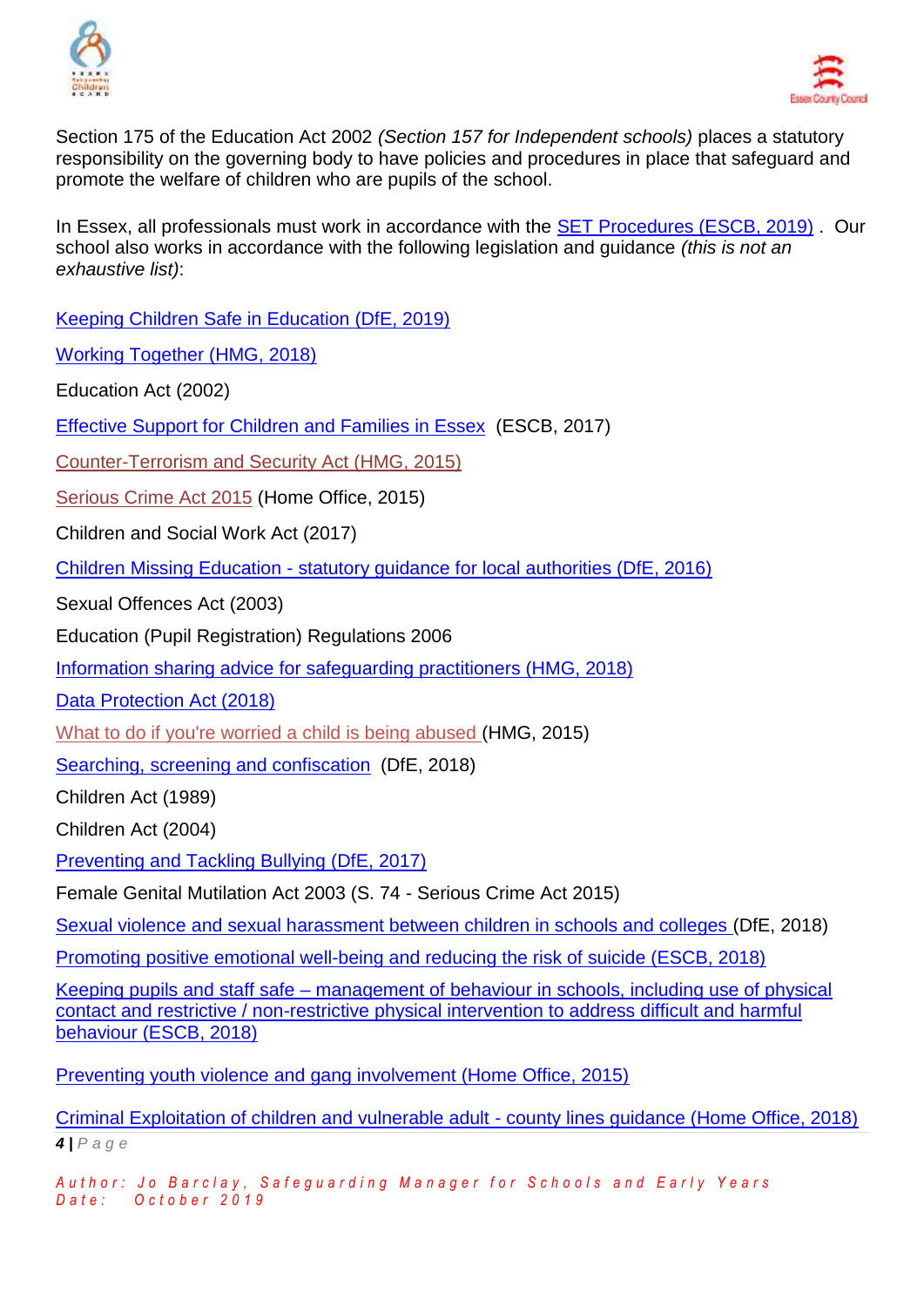Section 175 of the Education Act 2002 *(Section 157 for Independent schools)* places a statutory responsibility on the governing body to have policies and procedures in place that safeguard and promote the welfare of children who are pupils of the school.

In Essex, all professionals must work in accordance with the SET Procedures (ESCB, 2019) . Our school also works in accordance with the following legislation and guidance *(this is not an exhaustive list)*:

Keeping Children Safe in Education (DfE, 2019)

Working Together (HMG, 2018)

Education Act (2002)

Effective Support for Children and Families in Essex (ESCB, 2017)

Counter-Terrorism and Security Act (HMG, 2015)

Serious Crime Act 2015 (Home Office, 2015)

Children and Social Work Act (2017)

Children Missing Education - statutory guidance for local authorities (DfE, 2016)

Sexual Offences Act (2003)

Education (Pupil Registration) Regulations 2006

Information sharing advice for safeguarding practitioners (HMG, 2018)

Data Protection Act (2018)

What to do if you're worried a child is being abused (HMG, 2015)

Searching, screening and confiscation (DfE, 2018)

Children Act (1989)

Children Act (2004)

Preventing and Tackling Bullying (DfE, 2017)

Female Genital Mutilation Act 2003 (S. 74 - Serious Crime Act 2015)

Sexual violence and sexual harassment between children in schools and colleges (DfE, 2018)

Promoting positive emotional well-being and reducing the risk of suicide (ESCB, 2018)

Keeping pupils and staff safe – management of behaviour in schools, including use of physical contact and restrictive / non-restrictive physical intervention to address difficult and harmful behaviour (ESCB, 2018)

Preventing youth violence and gang involvement (Home Office, 2015)

Criminal Exploitation of children and vulnerable adult - county lines guidance (Home Office, 2018)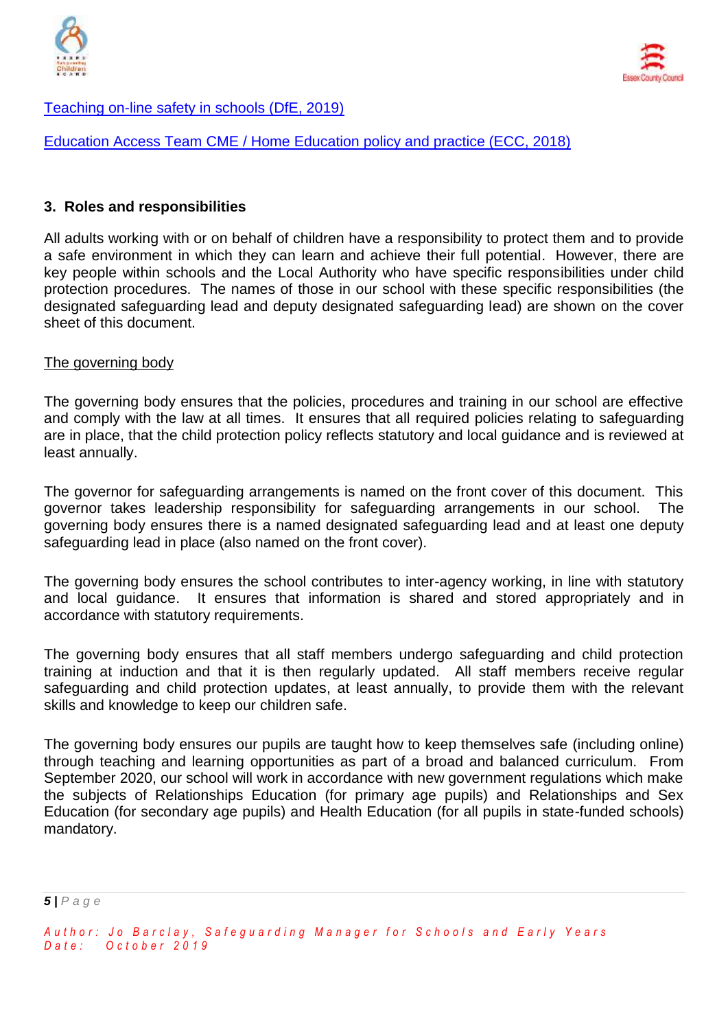[Teaching on-line safety in schools (DfE, 2019)]

[Education Access Team CME / Home Education policy and practice (ECC, 2018)]

### 3. Roles and responsibilities

All adults working with or on behalf of children have a responsibility to protect them and to provide a safe environment in which they can learn and achieve their full potential. However, there are key people within schools and the Local Authority who have specific responsibilities under child protection procedures. The names of those in our school with these specific responsibilities (the designated safeguarding lead and deputy designated safeguarding lead) are shown on the cover sheet of this document.

The governing body

The governing body ensures that the policies, procedures and training in our school are effective and comply with the law at all times. It ensures that all required policies relating to safeguarding are in place, that the child protection policy reflects statutory and local guidance and is reviewed at least annually.

The governor for safeguarding arrangements is named on the front cover of this document. This governor takes leadership responsibility for safeguarding arrangements in our school. The governing body ensures there is a named designated safeguarding lead and at least one deputy safeguarding lead in place (also named on the front cover).

The governing body ensures the school contributes to inter-agency working, in line with statutory and local guidance. It ensures that information is shared and stored appropriately and in accordance with statutory requirements.

The governing body ensures that all staff members undergo safeguarding and child protection training at induction and that it is then regularly updated. All staff members receive regular safeguarding and child protection updates, at least annually, to provide them with the relevant skills and knowledge to keep our children safe.

The governing body ensures our pupils are taught how to keep themselves safe (including online) through teaching and learning opportunities as part of a broad and balanced curriculum. From September 2020, our school will work in accordance with new government regulations which make the subjects of Relationships Education (for primary age pupils) and Relationships and Sex Education (for secondary age pupils) and Health Education (for all pupils in state-funded schools) mandatory.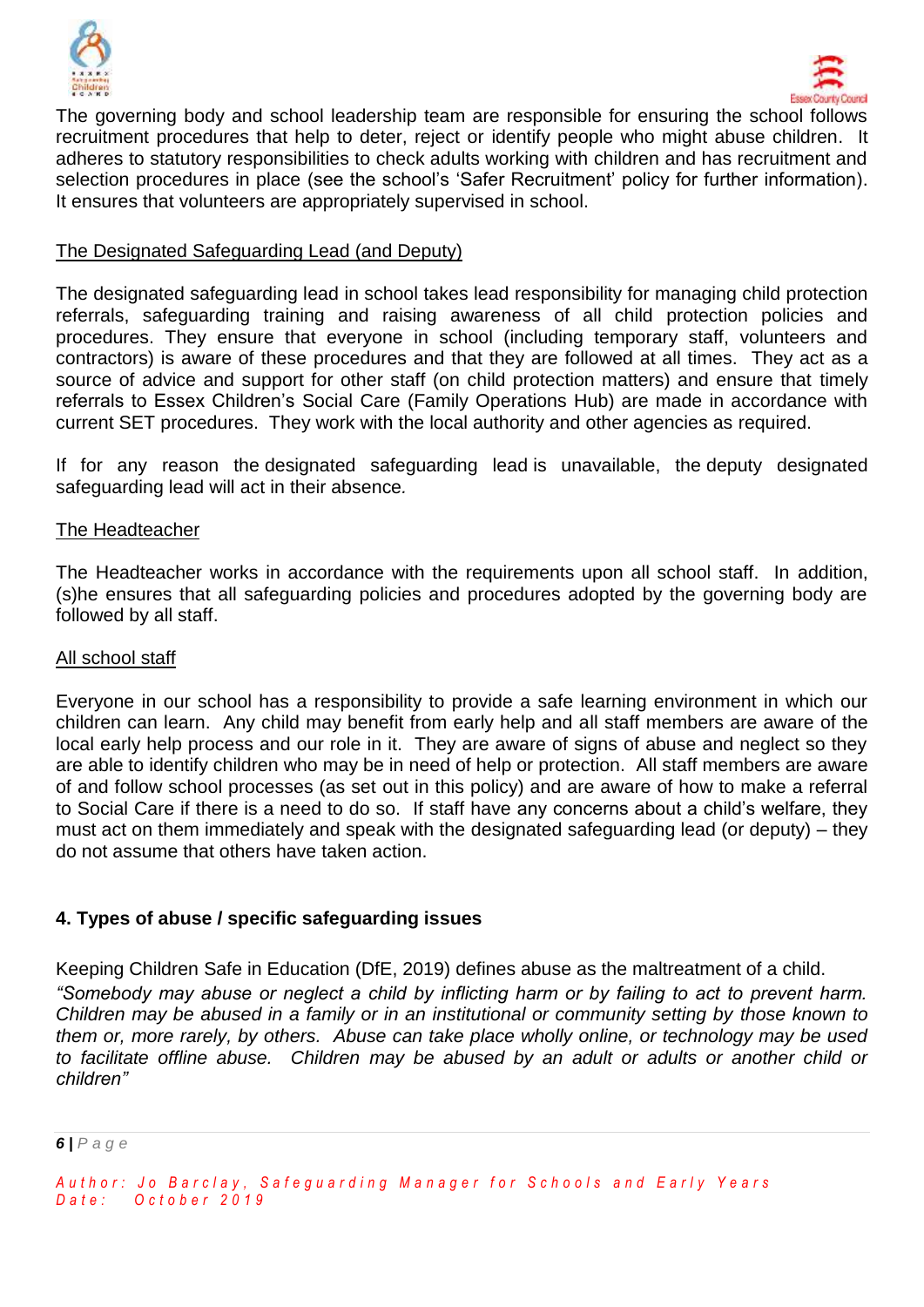The governing body and school leadership team are responsible for ensuring the school follows recruitment procedures that help to deter, reject or identify people who might abuse children. It adheres to statutory responsibilities to check adults working with children and has recruitment and selection procedures in place (see the school's 'Safer Recruitment' policy for further information). It ensures that volunteers are appropriately supervised in school.

<u>The Designated Safeguarding Lead (and Deputy)</u>

The designated safeguarding lead in school takes lead responsibility for managing child protection referrals, safeguarding training and raising awareness of all child protection policies and procedures. They ensure that everyone in school (including temporary staff, volunteers and contractors) is aware of these procedures and that they are followed at all times. They act as a source of advice and support for other staff (on child protection matters) and ensure that timely referrals to Essex Children's Social Care (Family Operations Hub) are made in accordance with current SET procedures. They work with the local authority and other agencies as required.

If for any reason the designated safeguarding lead is unavailable, the deputy designated safeguarding lead will act in their absence*.*

<u>The Headteacher</u>

The Headteacher works in accordance with the requirements upon all school staff. In addition, (s)he ensures that all safeguarding policies and procedures adopted by the governing body are followed by all staff.

<u>All school staff</u>

Everyone in our school has a responsibility to provide a safe learning environment in which our children can learn. Any child may benefit from early help and all staff members are aware of the local early help process and our role in it. They are aware of signs of abuse and neglect so they are able to identify children who may be in need of help or protection. All staff members are aware of and follow school processes (as set out in this policy) and are aware of how to make a referral to Social Care if there is a need to do so. If staff have any concerns about a child's welfare, they must act on them immediately and speak with the designated safeguarding lead (or deputy) – they do not assume that others have taken action.

## 4. Types of abuse / specific safeguarding issues

Keeping Children Safe in Education (DfE, 2019) defines abuse as the maltreatment of a child.
*"Somebody may abuse or neglect a child by inflicting harm or by failing to act to prevent harm. Children may be abused in a family or in an institutional or community setting by those known to them or, more rarely, by others. Abuse can take place wholly online, or technology may be used to facilitate offline abuse. Children may be abused by an adult or adults or another child or children"*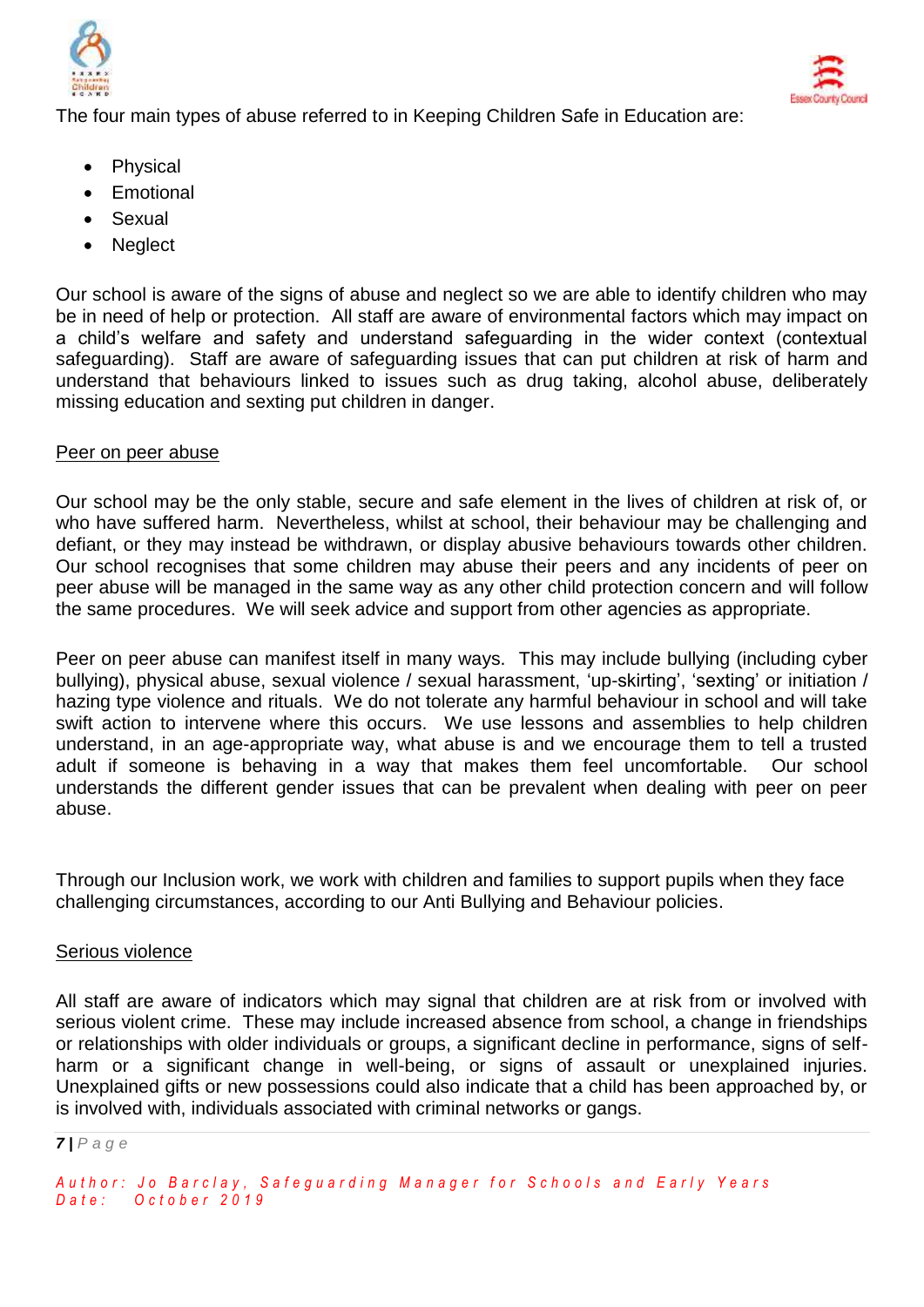The four main types of abuse referred to in Keeping Children Safe in Education are:

- Physical
- Emotional
- Sexual
- Neglect

Our school is aware of the signs of abuse and neglect so we are able to identify children who may be in need of help or protection. All staff are aware of environmental factors which may impact on a child's welfare and safety and understand safeguarding in the wider context (contextual safeguarding). Staff are aware of safeguarding issues that can put children at risk of harm and understand that behaviours linked to issues such as drug taking, alcohol abuse, deliberately missing education and sexting put children in danger.

<u>Peer on peer abuse</u>

Our school may be the only stable, secure and safe element in the lives of children at risk of, or who have suffered harm. Nevertheless, whilst at school, their behaviour may be challenging and defiant, or they may instead be withdrawn, or display abusive behaviours towards other children. Our school recognises that some children may abuse their peers and any incidents of peer on peer abuse will be managed in the same way as any other child protection concern and will follow the same procedures. We will seek advice and support from other agencies as appropriate.

Peer on peer abuse can manifest itself in many ways. This may include bullying (including cyber bullying), physical abuse, sexual violence / sexual harassment, 'up-skirting', 'sexting' or initiation / hazing type violence and rituals. We do not tolerate any harmful behaviour in school and will take swift action to intervene where this occurs. We use lessons and assemblies to help children understand, in an age-appropriate way, what abuse is and we encourage them to tell a trusted adult if someone is behaving in a way that makes them feel uncomfortable. Our school understands the different gender issues that can be prevalent when dealing with peer on peer abuse.

Through our Inclusion work, we work with children and families to support pupils when they face challenging circumstances, according to our Anti Bullying and Behaviour policies.

<u>Serious violence</u>

All staff are aware of indicators which may signal that children are at risk from or involved with serious violent crime. These may include increased absence from school, a change in friendships or relationships with older individuals or groups, a significant decline in performance, signs of self-harm or a significant change in well-being, or signs of assault or unexplained injuries. Unexplained gifts or new possessions could also indicate that a child has been approached by, or is involved with, individuals associated with criminal networks or gangs.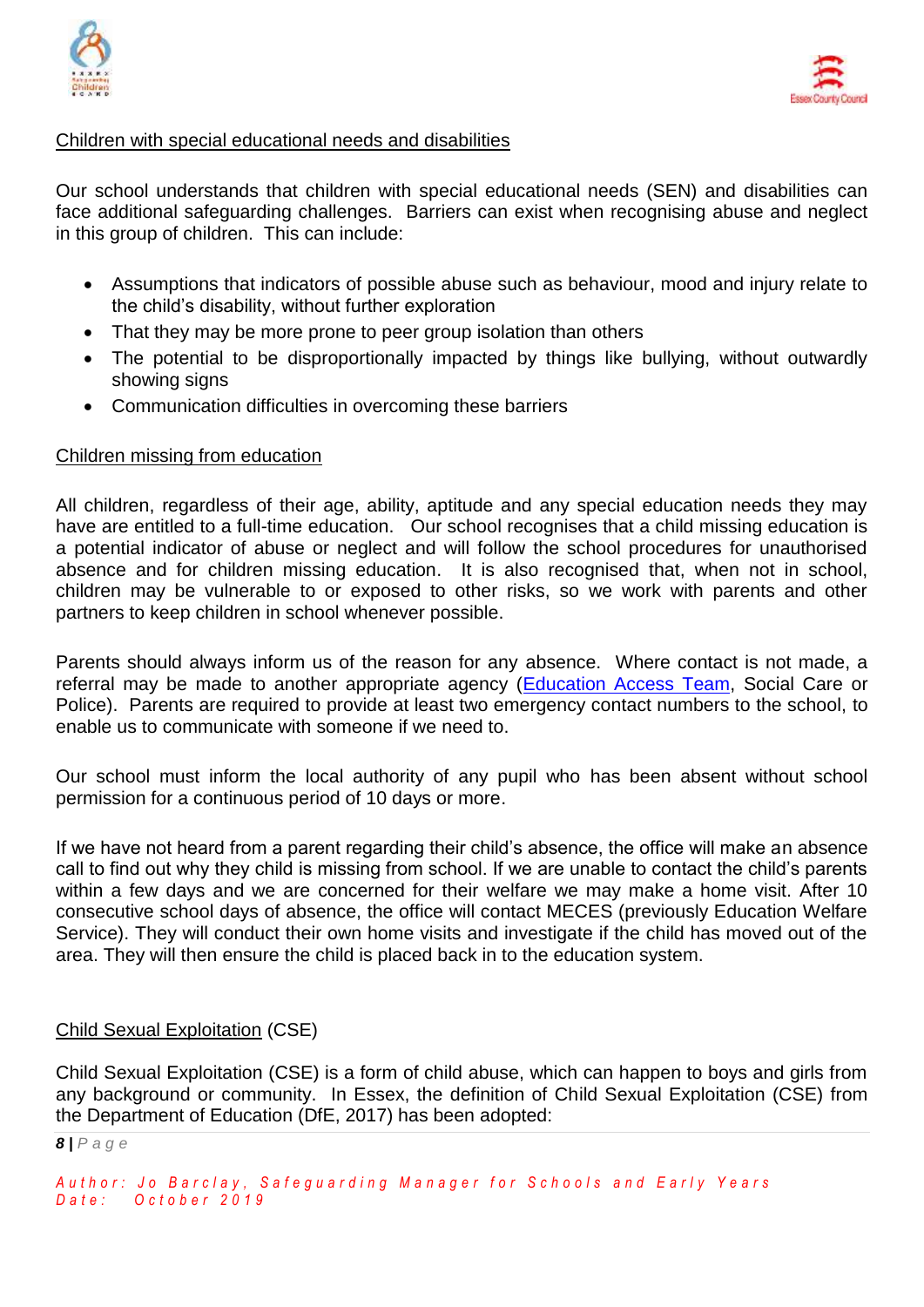Children with special educational needs and disabilities

Our school understands that children with special educational needs (SEN) and disabilities can face additional safeguarding challenges. Barriers can exist when recognising abuse and neglect in this group of children. This can include:

- Assumptions that indicators of possible abuse such as behaviour, mood and injury relate to the child's disability, without further exploration
- That they may be more prone to peer group isolation than others
- The potential to be disproportionally impacted by things like bullying, without outwardly showing signs
- Communication difficulties in overcoming these barriers

Children missing from education

All children, regardless of their age, ability, aptitude and any special education needs they may have are entitled to a full-time education. Our school recognises that a child missing education is a potential indicator of abuse or neglect and will follow the school procedures for unauthorised absence and for children missing education. It is also recognised that, when not in school, children may be vulnerable to or exposed to other risks, so we work with parents and other partners to keep children in school whenever possible.

Parents should always inform us of the reason for any absence. Where contact is not made, a referral may be made to another appropriate agency (Education Access Team, Social Care or Police). Parents are required to provide at least two emergency contact numbers to the school, to enable us to communicate with someone if we need to.

Our school must inform the local authority of any pupil who has been absent without school permission for a continuous period of 10 days or more.

If we have not heard from a parent regarding their child's absence, the office will make an absence call to find out why they child is missing from school. If we are unable to contact the child's parents within a few days and we are concerned for their welfare we may make a home visit. After 10 consecutive school days of absence, the office will contact MECES (previously Education Welfare Service). They will conduct their own home visits and investigate if the child has moved out of the area. They will then ensure the child is placed back in to the education system.

Child Sexual Exploitation (CSE)

Child Sexual Exploitation (CSE) is a form of child abuse, which can happen to boys and girls from any background or community. In Essex, the definition of Child Sexual Exploitation (CSE) from the Department of Education (DfE, 2017) has been adopted: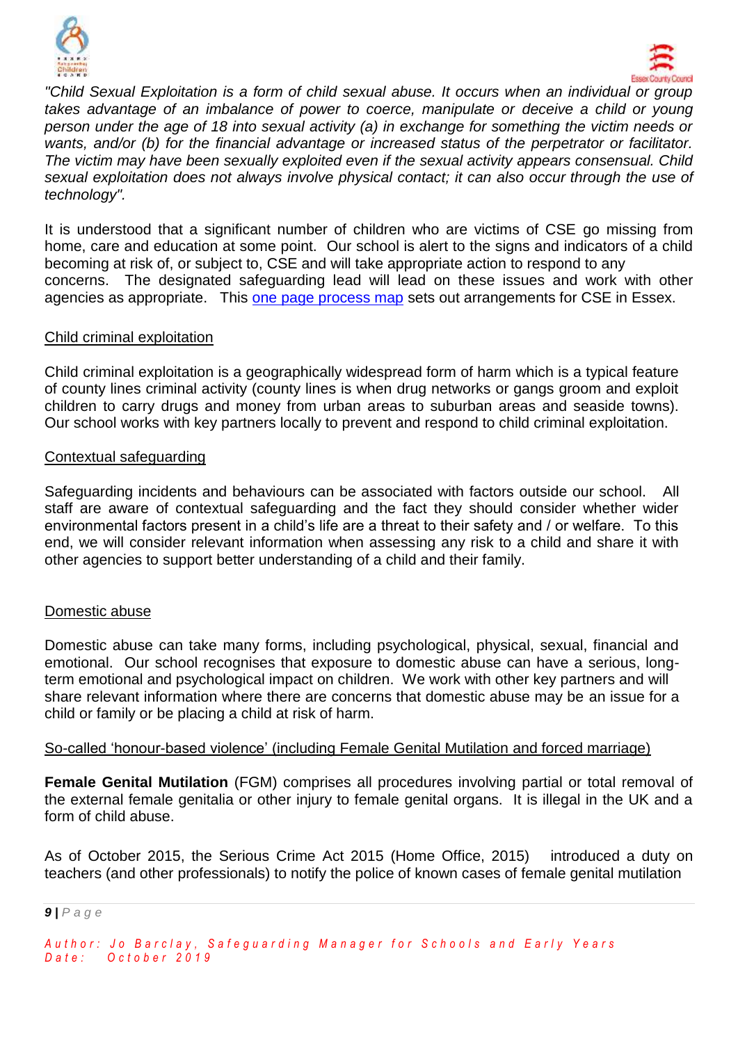*"Child Sexual Exploitation is a form of child sexual abuse. It occurs when an individual or group takes advantage of an imbalance of power to coerce, manipulate or deceive a child or young person under the age of 18 into sexual activity (a) in exchange for something the victim needs or wants, and/or (b) for the financial advantage or increased status of the perpetrator or facilitator. The victim may have been sexually exploited even if the sexual activity appears consensual. Child sexual exploitation does not always involve physical contact; it can also occur through the use of technology".*

It is understood that a significant number of children who are victims of CSE go missing from home, care and education at some point. Our school is alert to the signs and indicators of a child becoming at risk of, or subject to, CSE and will take appropriate action to respond to any concerns. The designated safeguarding lead will lead on these issues and work with other agencies as appropriate. This one page process map sets out arrangements for CSE in Essex.

## Child criminal exploitation

Child criminal exploitation is a geographically widespread form of harm which is a typical feature of county lines criminal activity (county lines is when drug networks or gangs groom and exploit children to carry drugs and money from urban areas to suburban areas and seaside towns). Our school works with key partners locally to prevent and respond to child criminal exploitation.

## Contextual safeguarding

Safeguarding incidents and behaviours can be associated with factors outside our school. All staff are aware of contextual safeguarding and the fact they should consider whether wider environmental factors present in a child's life are a threat to their safety and / or welfare. To this end, we will consider relevant information when assessing any risk to a child and share it with other agencies to support better understanding of a child and their family.

## Domestic abuse

Domestic abuse can take many forms, including psychological, physical, sexual, financial and emotional. Our school recognises that exposure to domestic abuse can have a serious, long-term emotional and psychological impact on children. We work with other key partners and will share relevant information where there are concerns that domestic abuse may be an issue for a child or family or be placing a child at risk of harm.

## So-called 'honour-based violence' (including Female Genital Mutilation and forced marriage)

**Female Genital Mutilation** (FGM) comprises all procedures involving partial or total removal of the external female genitalia or other injury to female genital organs. It is illegal in the UK and a form of child abuse.

As of October 2015, the Serious Crime Act 2015 (Home Office, 2015) introduced a duty on teachers (and other professionals) to notify the police of known cases of female genital mutilation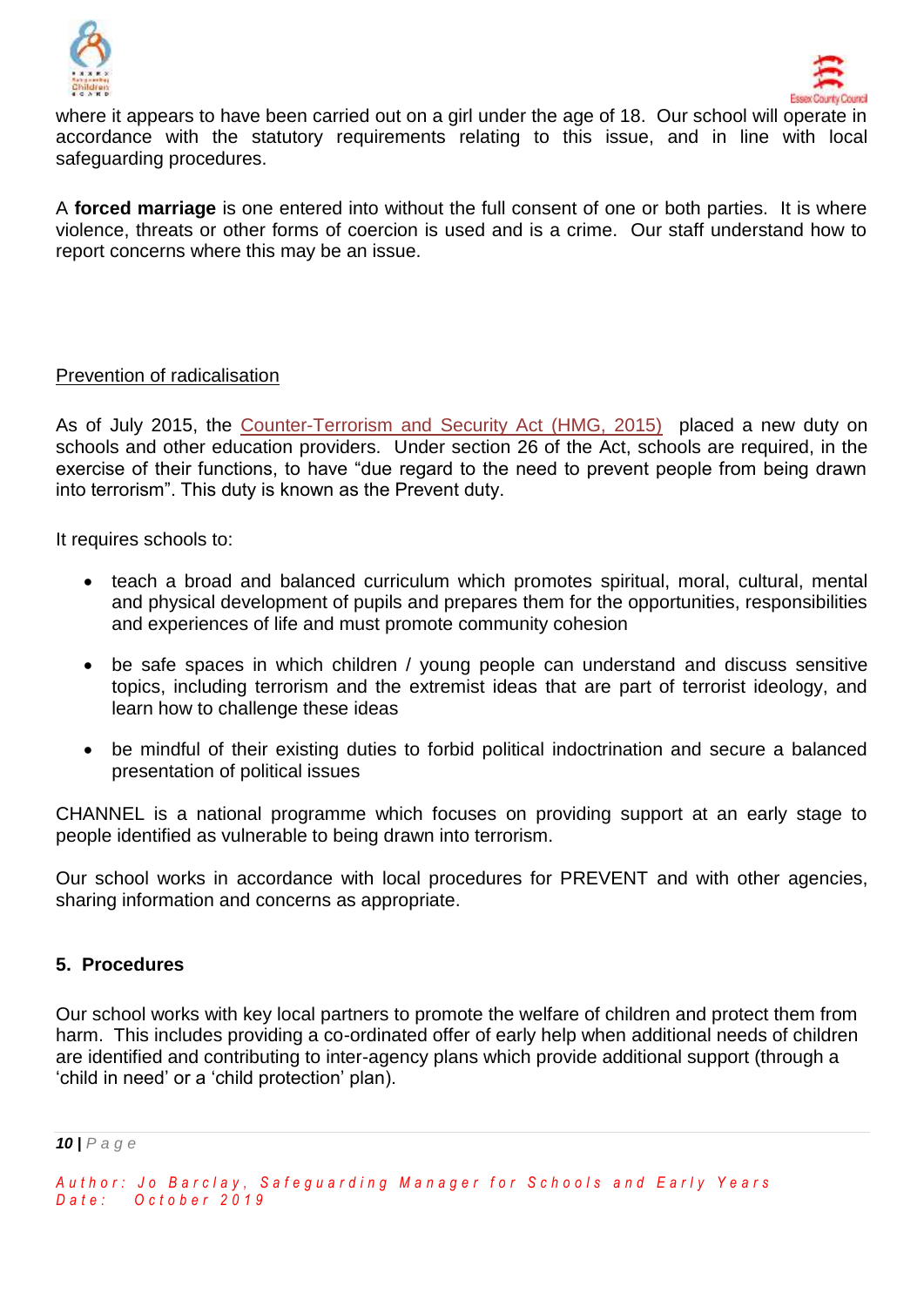where it appears to have been carried out on a girl under the age of 18. Our school will operate in accordance with the statutory requirements relating to this issue, and in line with local safeguarding procedures.

A **forced marriage** is one entered into without the full consent of one or both parties. It is where violence, threats or other forms of coercion is used and is a crime. Our staff understand how to report concerns where this may be an issue.

Prevention of radicalisation

As of July 2015, the Counter-Terrorism and Security Act (HMG, 2015) placed a new duty on schools and other education providers. Under section 26 of the Act, schools are required, in the exercise of their functions, to have "due regard to the need to prevent people from being drawn into terrorism". This duty is known as the Prevent duty.

It requires schools to:

- teach a broad and balanced curriculum which promotes spiritual, moral, cultural, mental and physical development of pupils and prepares them for the opportunities, responsibilities and experiences of life and must promote community cohesion
- be safe spaces in which children / young people can understand and discuss sensitive topics, including terrorism and the extremist ideas that are part of terrorist ideology, and learn how to challenge these ideas
- be mindful of their existing duties to forbid political indoctrination and secure a balanced presentation of political issues

CHANNEL is a national programme which focuses on providing support at an early stage to people identified as vulnerable to being drawn into terrorism.

Our school works in accordance with local procedures for PREVENT and with other agencies, sharing information and concerns as appropriate.

## 5. Procedures

Our school works with key local partners to promote the welfare of children and protect them from harm. This includes providing a co-ordinated offer of early help when additional needs of children are identified and contributing to inter-agency plans which provide additional support (through a 'child in need' or a 'child protection' plan).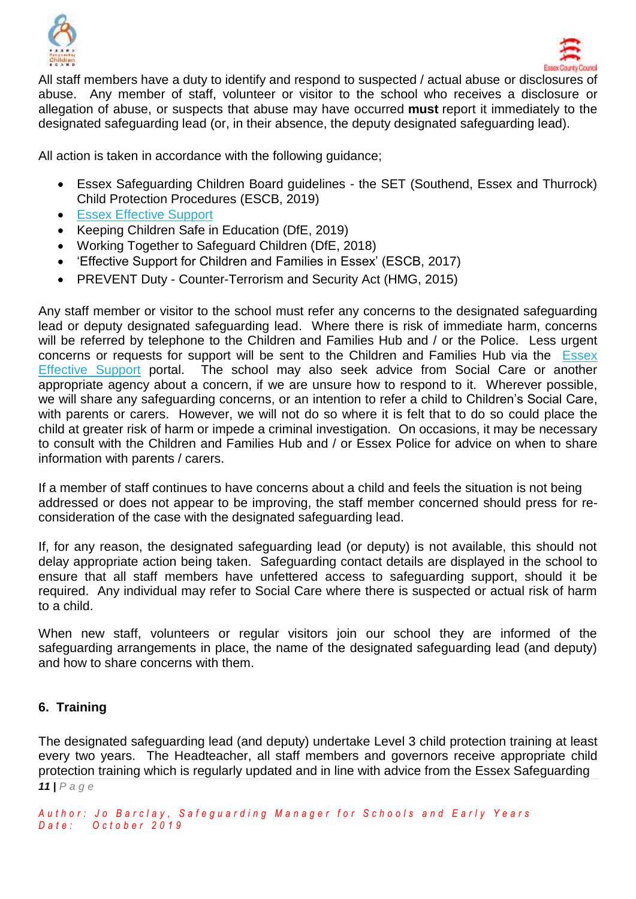All staff members have a duty to identify and respond to suspected / actual abuse or disclosures of abuse. Any member of staff, volunteer or visitor to the school who receives a disclosure or allegation of abuse, or suspects that abuse may have occurred **must** report it immediately to the designated safeguarding lead (or, in their absence, the deputy designated safeguarding lead).

All action is taken in accordance with the following guidance;

- Essex Safeguarding Children Board guidelines - the SET (Southend, Essex and Thurrock) Child Protection Procedures (ESCB, 2019)
- Essex Effective Support
- Keeping Children Safe in Education (DfE, 2019)
- Working Together to Safeguard Children (DfE, 2018)
- 'Effective Support for Children and Families in Essex' (ESCB, 2017)
- PREVENT Duty - Counter-Terrorism and Security Act (HMG, 2015)

Any staff member or visitor to the school must refer any concerns to the designated safeguarding lead or deputy designated safeguarding lead. Where there is risk of immediate harm, concerns will be referred by telephone to the Children and Families Hub and / or the Police. Less urgent concerns or requests for support will be sent to the Children and Families Hub via the Essex Effective Support portal. The school may also seek advice from Social Care or another appropriate agency about a concern, if we are unsure how to respond to it. Wherever possible, we will share any safeguarding concerns, or an intention to refer a child to Children's Social Care, with parents or carers. However, we will not do so where it is felt that to do so could place the child at greater risk of harm or impede a criminal investigation. On occasions, it may be necessary to consult with the Children and Families Hub and / or Essex Police for advice on when to share information with parents / carers.

If a member of staff continues to have concerns about a child and feels the situation is not being addressed or does not appear to be improving, the staff member concerned should press for re-consideration of the case with the designated safeguarding lead.

If, for any reason, the designated safeguarding lead (or deputy) is not available, this should not delay appropriate action being taken. Safeguarding contact details are displayed in the school to ensure that all staff members have unfettered access to safeguarding support, should it be required. Any individual may refer to Social Care where there is suspected or actual risk of harm to a child.

When new staff, volunteers or regular visitors join our school they are informed of the safeguarding arrangements in place, the name of the designated safeguarding lead (and deputy) and how to share concerns with them.

## 6. Training

The designated safeguarding lead (and deputy) undertake Level 3 child protection training at least every two years. The Headteacher, all staff members and governors receive appropriate child protection training which is regularly updated and in line with advice from the Essex Safeguarding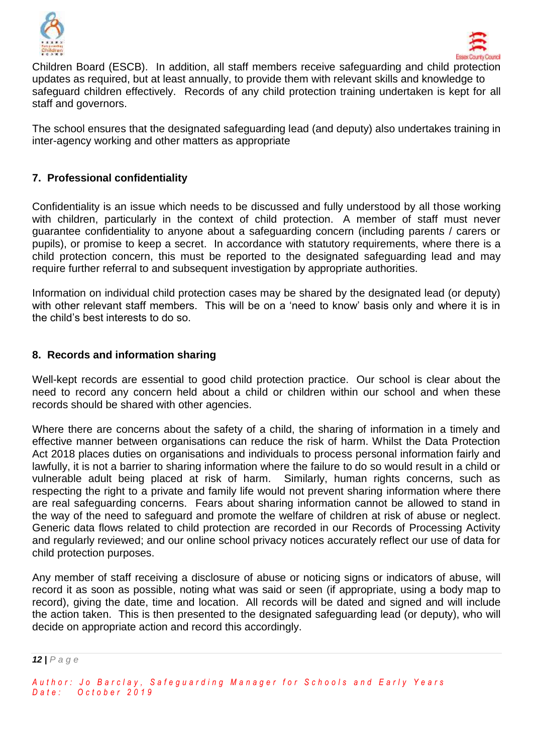Children Board (ESCB). In addition, all staff members receive safeguarding and child protection updates as required, but at least annually, to provide them with relevant skills and knowledge to safeguard children effectively. Records of any child protection training undertaken is kept for all staff and governors.

The school ensures that the designated safeguarding lead (and deputy) also undertakes training in inter-agency working and other matters as appropriate

## 7. Professional confidentiality

Confidentiality is an issue which needs to be discussed and fully understood by all those working with children, particularly in the context of child protection. A member of staff must never guarantee confidentiality to anyone about a safeguarding concern (including parents / carers or pupils), or promise to keep a secret. In accordance with statutory requirements, where there is a child protection concern, this must be reported to the designated safeguarding lead and may require further referral to and subsequent investigation by appropriate authorities.

Information on individual child protection cases may be shared by the designated lead (or deputy) with other relevant staff members. This will be on a 'need to know' basis only and where it is in the child's best interests to do so.

## 8. Records and information sharing

Well-kept records are essential to good child protection practice. Our school is clear about the need to record any concern held about a child or children within our school and when these records should be shared with other agencies.

Where there are concerns about the safety of a child, the sharing of information in a timely and effective manner between organisations can reduce the risk of harm. Whilst the Data Protection Act 2018 places duties on organisations and individuals to process personal information fairly and lawfully, it is not a barrier to sharing information where the failure to do so would result in a child or vulnerable adult being placed at risk of harm. Similarly, human rights concerns, such as respecting the right to a private and family life would not prevent sharing information where there are real safeguarding concerns. Fears about sharing information cannot be allowed to stand in the way of the need to safeguard and promote the welfare of children at risk of abuse or neglect. Generic data flows related to child protection are recorded in our Records of Processing Activity and regularly reviewed; and our online school privacy notices accurately reflect our use of data for child protection purposes.

Any member of staff receiving a disclosure of abuse or noticing signs or indicators of abuse, will record it as soon as possible, noting what was said or seen (if appropriate, using a body map to record), giving the date, time and location. All records will be dated and signed and will include the action taken. This is then presented to the designated safeguarding lead (or deputy), who will decide on appropriate action and record this accordingly.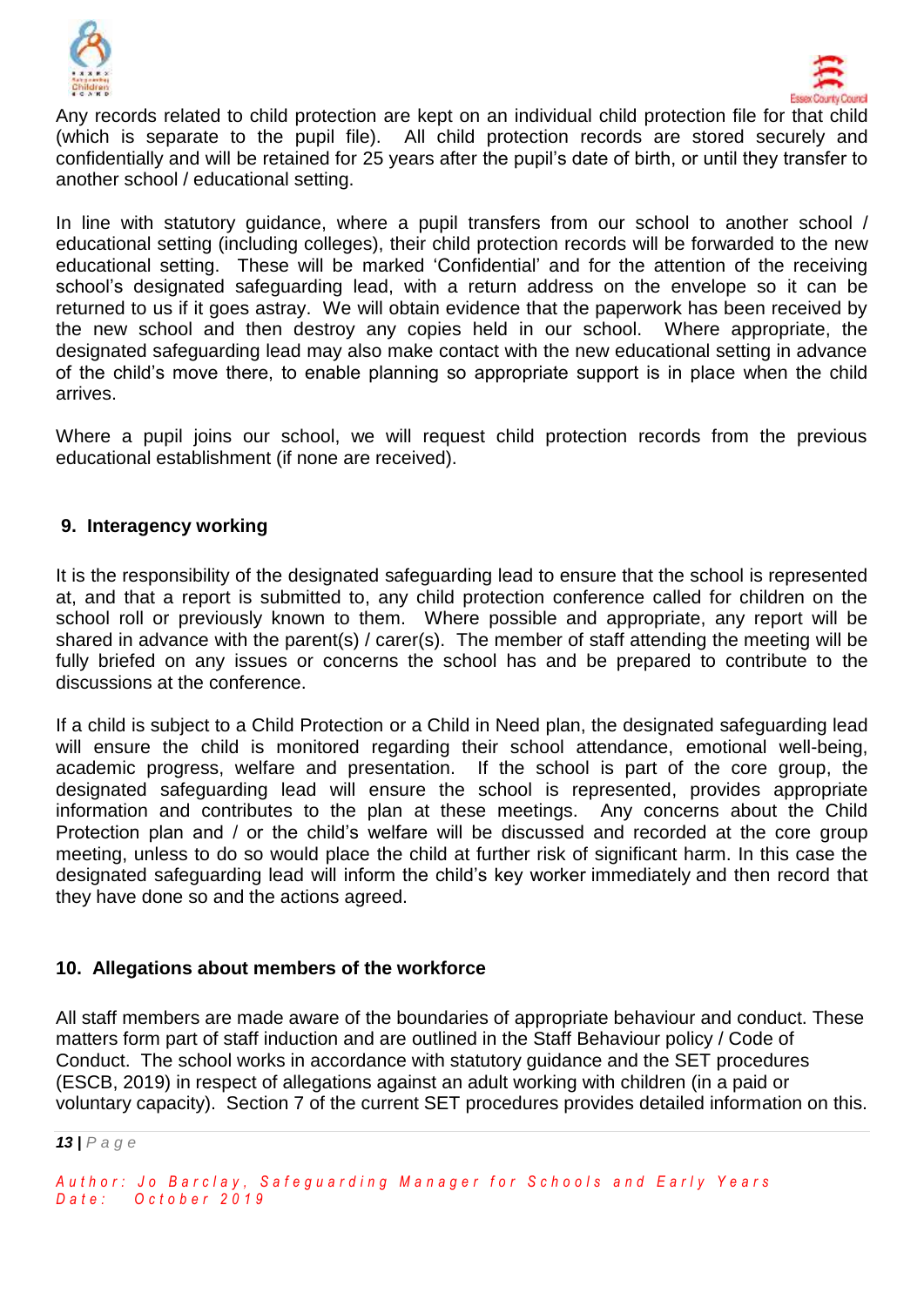Any records related to child protection are kept on an individual child protection file for that child (which is separate to the pupil file). All child protection records are stored securely and confidentially and will be retained for 25 years after the pupil's date of birth, or until they transfer to another school / educational setting.

In line with statutory guidance, where a pupil transfers from our school to another school / educational setting (including colleges), their child protection records will be forwarded to the new educational setting. These will be marked 'Confidential' and for the attention of the receiving school's designated safeguarding lead, with a return address on the envelope so it can be returned to us if it goes astray. We will obtain evidence that the paperwork has been received by the new school and then destroy any copies held in our school. Where appropriate, the designated safeguarding lead may also make contact with the new educational setting in advance of the child's move there, to enable planning so appropriate support is in place when the child arrives.

Where a pupil joins our school, we will request child protection records from the previous educational establishment (if none are received).

## 9. Interagency working

It is the responsibility of the designated safeguarding lead to ensure that the school is represented at, and that a report is submitted to, any child protection conference called for children on the school roll or previously known to them. Where possible and appropriate, any report will be shared in advance with the parent(s) / carer(s). The member of staff attending the meeting will be fully briefed on any issues or concerns the school has and be prepared to contribute to the discussions at the conference.

If a child is subject to a Child Protection or a Child in Need plan, the designated safeguarding lead will ensure the child is monitored regarding their school attendance, emotional well-being, academic progress, welfare and presentation. If the school is part of the core group, the designated safeguarding lead will ensure the school is represented, provides appropriate information and contributes to the plan at these meetings. Any concerns about the Child Protection plan and / or the child's welfare will be discussed and recorded at the core group meeting, unless to do so would place the child at further risk of significant harm. In this case the designated safeguarding lead will inform the child's key worker immediately and then record that they have done so and the actions agreed.

## 10. Allegations about members of the workforce

All staff members are made aware of the boundaries of appropriate behaviour and conduct. These matters form part of staff induction and are outlined in the Staff Behaviour policy / Code of Conduct. The school works in accordance with statutory guidance and the SET procedures (ESCB, 2019) in respect of allegations against an adult working with children (in a paid or voluntary capacity). Section 7 of the current SET procedures provides detailed information on this.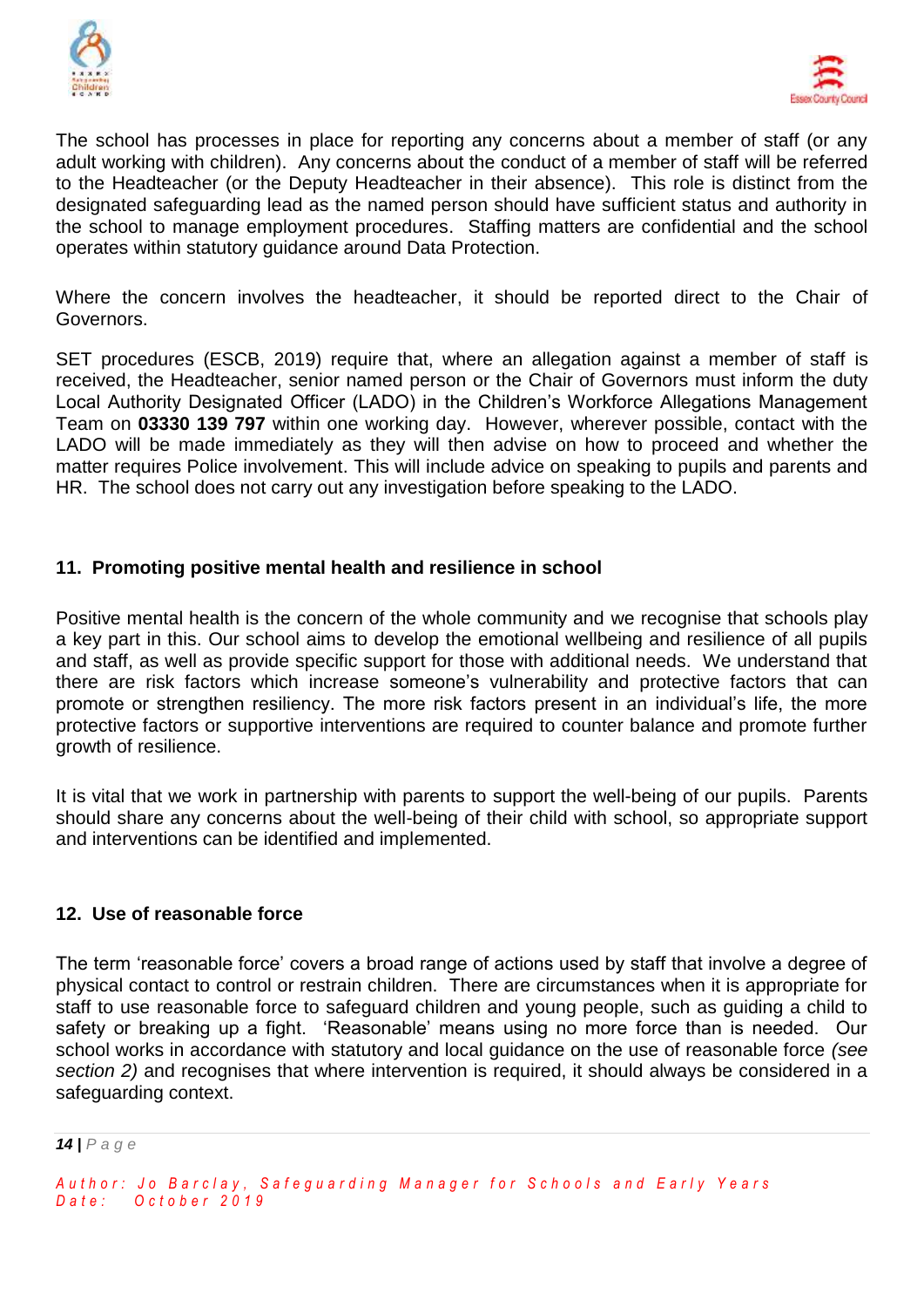The school has processes in place for reporting any concerns about a member of staff (or any adult working with children). Any concerns about the conduct of a member of staff will be referred to the Headteacher (or the Deputy Headteacher in their absence). This role is distinct from the designated safeguarding lead as the named person should have sufficient status and authority in the school to manage employment procedures. Staffing matters are confidential and the school operates within statutory guidance around Data Protection.

Where the concern involves the headteacher, it should be reported direct to the Chair of Governors.

SET procedures (ESCB, 2019) require that, where an allegation against a member of staff is received, the Headteacher, senior named person or the Chair of Governors must inform the duty Local Authority Designated Officer (LADO) in the Children's Workforce Allegations Management Team on **03330 139 797** within one working day. However, wherever possible, contact with the LADO will be made immediately as they will then advise on how to proceed and whether the matter requires Police involvement. This will include advice on speaking to pupils and parents and HR. The school does not carry out any investigation before speaking to the LADO.

## 11. Promoting positive mental health and resilience in school

Positive mental health is the concern of the whole community and we recognise that schools play a key part in this. Our school aims to develop the emotional wellbeing and resilience of all pupils and staff, as well as provide specific support for those with additional needs. We understand that there are risk factors which increase someone's vulnerability and protective factors that can promote or strengthen resiliency. The more risk factors present in an individual's life, the more protective factors or supportive interventions are required to counter balance and promote further growth of resilience.

It is vital that we work in partnership with parents to support the well-being of our pupils. Parents should share any concerns about the well-being of their child with school, so appropriate support and interventions can be identified and implemented.

## 12. Use of reasonable force

The term 'reasonable force' covers a broad range of actions used by staff that involve a degree of physical contact to control or restrain children. There are circumstances when it is appropriate for staff to use reasonable force to safeguard children and young people, such as guiding a child to safety or breaking up a fight. 'Reasonable' means using no more force than is needed. Our school works in accordance with statutory and local guidance on the use of reasonable force *(see section 2)* and recognises that where intervention is required, it should always be considered in a safeguarding context.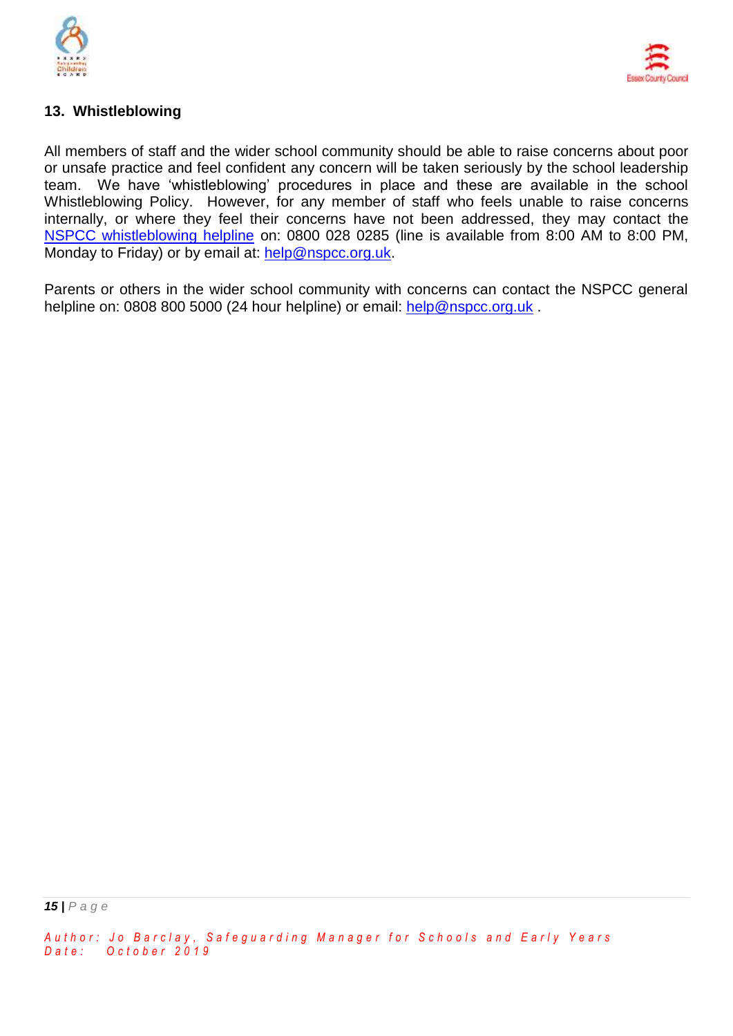## 13. Whistleblowing

All members of staff and the wider school community should be able to raise concerns about poor or unsafe practice and feel confident any concern will be taken seriously by the school leadership team. We have 'whistleblowing' procedures in place and these are available in the school Whistleblowing Policy. However, for any member of staff who feels unable to raise concerns internally, or where they feel their concerns have not been addressed, they may contact the NSPCC whistleblowing helpline on: 0800 028 0285 (line is available from 8:00 AM to 8:00 PM, Monday to Friday) or by email at: help@nspcc.org.uk.

Parents or others in the wider school community with concerns can contact the NSPCC general helpline on: 0808 800 5000 (24 hour helpline) or email: help@nspcc.org.uk .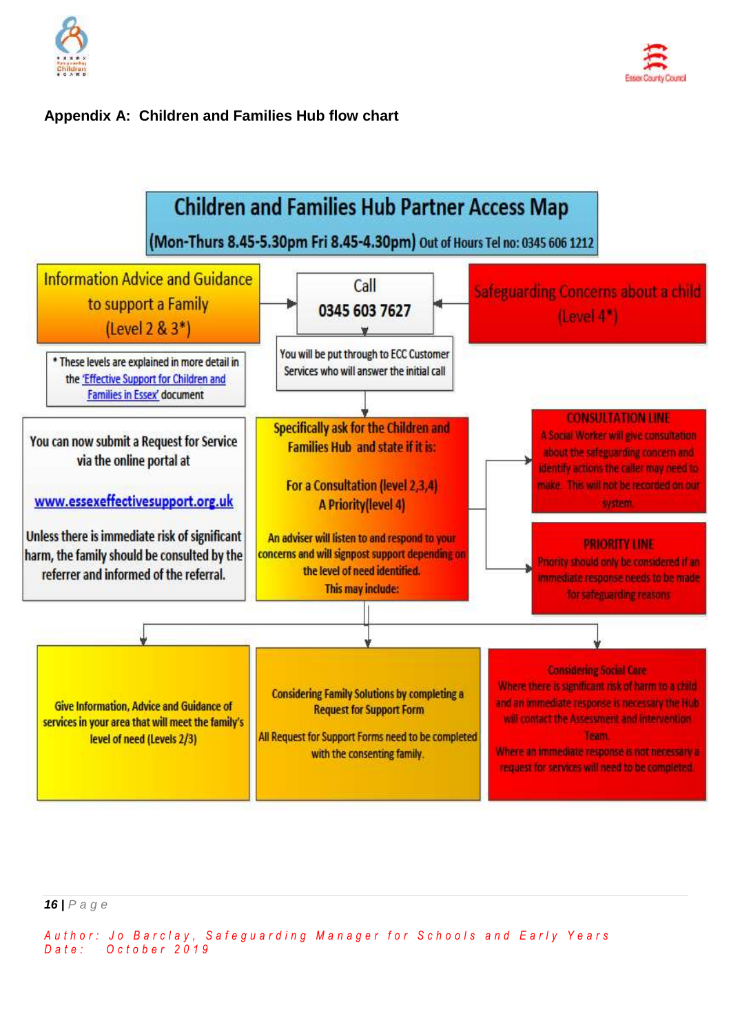**Appendix A: Children and Families Hub flow chart**

## Children and Families Hub Partner Access Map

**(Mon-Thurs 8.45-5.30pm Fri 8.45-4.30pm)** Out of Hours Tel no: 0345 606 1212

Information Advice and Guidance to support a Family (Level 2 & 3*)

Call 0345 603 7627

Safeguarding Concerns about a child (Level 4*)

\* These levels are explained in more detail in the 'Effective Support for Children and Families in Essex' document

You will be put through to ECC Customer Services who will answer the initial call

You can now submit a Request for Service via the online portal at

www.essexeffectivesupport.org.uk

Unless there is immediate risk of significant harm, the family should be consulted by the referrer and informed of the referral.

Specifically ask for the Children and Families Hub and state if it is:

For a Consultation (level 2,3,4)
A Priority(level 4)

An adviser will listen to and respond to your concerns and will signpost support depending on the level of need identified.
This may include:

**CONSULTATION LINE**
A Social Worker will give consultation about the safeguarding concern and identify actions the caller may need to make. This will not be recorded on our system.

**PRIORITY LINE**
Priority should only be considered if an immediate response needs to be made for safeguarding reasons

Give Information, Advice and Guidance of services in your area that will meet the family's level of need (Levels 2/3)

Considering Family Solutions by completing a Request for Support Form

All Request for Support Forms need to be completed with the consenting family.

Considering Social Care
Where there is significant risk of harm to a child and an immediate response is necessary the Hub will contact the Assessment and Intervention Team.
Where an immediate response is not necessary a request for services will need to be completed.

Author: Jo Barclay, Safeguarding Manager for Schools and Early Years
Date: October 2019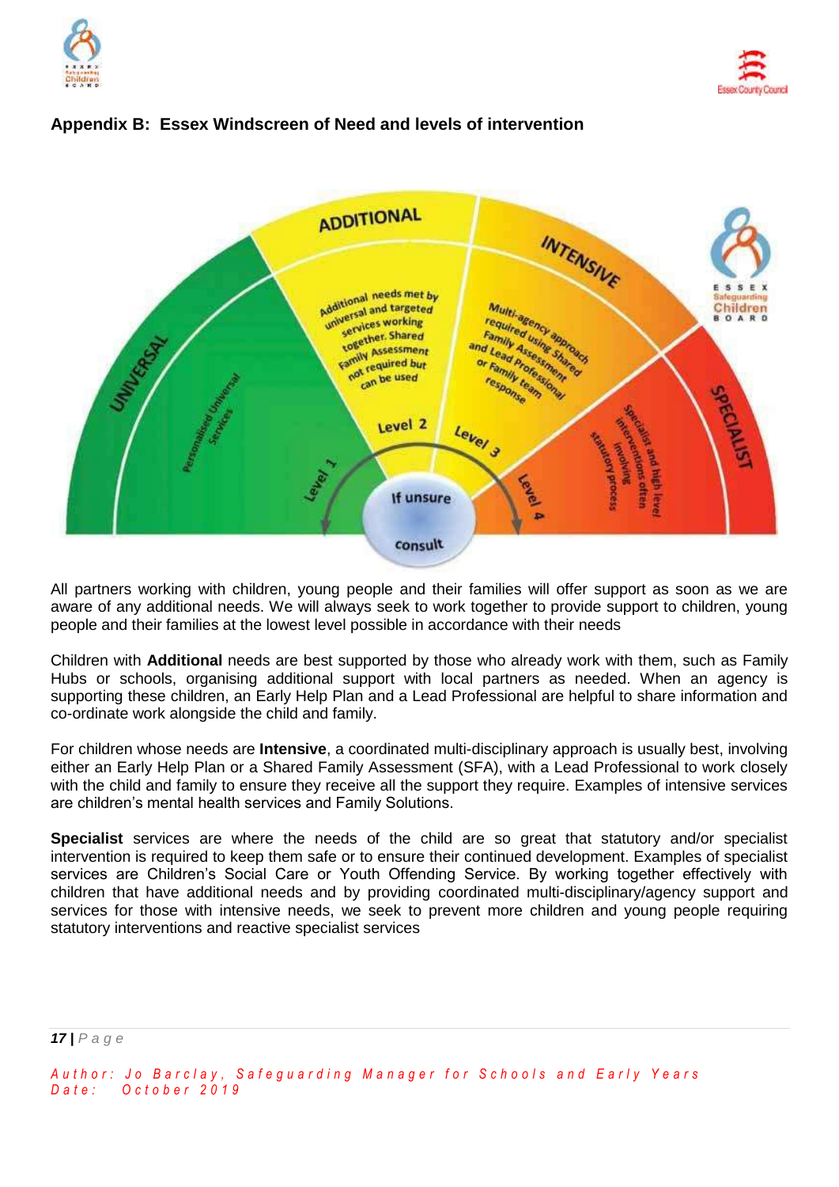## Appendix B: Essex Windscreen of Need and levels of intervention

UNIVERSAL

Personalised Universal Services

ADDITIONAL

Additional needs met by universal and targeted services working together. Shared Family Assessment not required but can be used

INTENSIVE

Multi-agency approach required using Shared Family Assessment and Lead Professional or Family team response

SPECIALIST

Specialist and high level interventions often involving statutory process

Level 1

Level 2

Level 3

Level 4

If unsure consult

ESSEX Safeguarding Children BOARD

All partners working with children, young people and their families will offer support as soon as we are aware of any additional needs. We will always seek to work together to provide support to children, young people and their families at the lowest level possible in accordance with their needs

Children with **Additional** needs are best supported by those who already work with them, such as Family Hubs or schools, organising additional support with local partners as needed. When an agency is supporting these children, an Early Help Plan and a Lead Professional are helpful to share information and co-ordinate work alongside the child and family.

For children whose needs are **Intensive**, a coordinated multi-disciplinary approach is usually best, involving either an Early Help Plan or a Shared Family Assessment (SFA), with a Lead Professional to work closely with the child and family to ensure they receive all the support they require. Examples of intensive services are children's mental health services and Family Solutions.

**Specialist** services are where the needs of the child are so great that statutory and/or specialist intervention is required to keep them safe or to ensure their continued development. Examples of specialist services are Children's Social Care or Youth Offending Service. By working together effectively with children that have additional needs and by providing coordinated multi-disciplinary/agency support and services for those with intensive needs, we seek to prevent more children and young people requiring statutory interventions and reactive specialist services